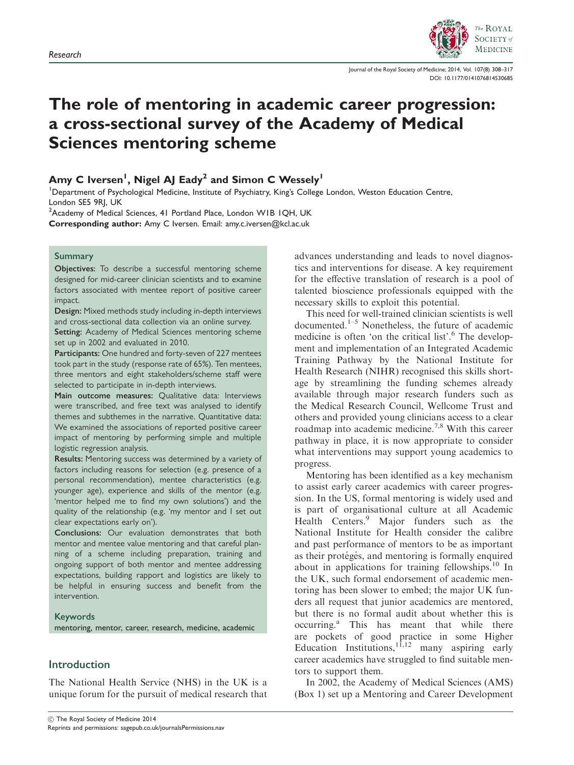Research

# The role of mentoring in academic career progression: a cross-sectional survey of the Academy of Medical Sciences mentoring scheme

**Amy C Iversen[1], Nigel AJ Eady[2] and Simon C Wessely[1]**

[1]Department of Psychological Medicine, Institute of Psychiatry, King's College London, Weston Education Centre, London SE5 9RJ, UK
[2]Academy of Medical Sciences, 41 Portland Place, London W1B 1QH, UK
**Corresponding author:** Amy C Iversen. Email: amy.c.iversen@kcl.ac.uk

## Summary

**Objectives:** To describe a successful mentoring scheme designed for mid-career clinician scientists and to examine factors associated with mentee report of positive career impact.

**Design:** Mixed methods study including in-depth interviews and cross-sectional data collection via an online survey.

**Setting:** Academy of Medical Sciences mentoring scheme set up in 2002 and evaluated in 2010.

**Participants:** One hundred and forty-seven of 227 mentees took part in the study (response rate of 65%). Ten mentees, three mentors and eight stakeholders/scheme staff were selected to participate in in-depth interviews.

**Main outcome measures:** Qualitative data: Interviews were transcribed, and free text was analysed to identify themes and subthemes in the narrative. Quantitative data: We examined the associations of reported positive career impact of mentoring by performing simple and multiple logistic regression analysis.

**Results:** Mentoring success was determined by a variety of factors including reasons for selection (e.g. presence of a personal recommendation), mentee characteristics (e.g. younger age), experience and skills of the mentor (e.g. 'mentor helped me to find my own solutions') and the quality of the relationship (e.g. 'my mentor and I set out clear expectations early on').

**Conclusions:** Our evaluation demonstrates that both mentor and mentee value mentoring and that careful planning of a scheme including preparation, training and ongoing support of both mentor and mentee addressing expectations, building rapport and logistics are likely to be helpful in ensuring success and benefit from the intervention.

## Keywords

mentoring, mentor, career, research, medicine, academic

## Introduction

The National Health Service (NHS) in the UK is a unique forum for the pursuit of medical research that advances understanding and leads to novel diagnostics and interventions for disease. A key requirement for the effective translation of research is a pool of talented bioscience professionals equipped with the necessary skills to exploit this potential.

This need for well-trained clinician scientists is well documented.[1–5] Nonetheless, the future of academic medicine is often 'on the critical list'.[6] The development and implementation of an Integrated Academic Training Pathway by the National Institute for Health Research (NIHR) recognised this skills shortage by streamlining the funding schemes already available through major research funders such as the Medical Research Council, Wellcome Trust and others and provided young clinicians access to a clear roadmap into academic medicine.[7,8] With this career pathway in place, it is now appropriate to consider what interventions may support young academics to progress.

Mentoring has been identified as a key mechanism to assist early career academics with career progression. In the US, formal mentoring is widely used and is part of organisational culture at all Academic Health Centers.[9] Major funders such as the National Institute for Health consider the calibre and past performance of mentors to be as important as their protégés, and mentoring is formally enquired about in applications for training fellowships.[10] In the UK, such formal endorsement of academic mentoring has been slower to embed; the major UK funders all request that junior academics are mentored, but there is no formal audit about whether this is occurring.[a] This has meant that while there are pockets of good practice in some Higher Education Institutions,[11,12] many aspiring early career academics have struggled to find suitable mentors to support them.

In 2002, the Academy of Medical Sciences (AMS) (Box 1) set up a Mentoring and Career Development

© The Royal Society of Medicine 2014
Reprints and permissions: sagepub.co.uk/journalsPermissions.nav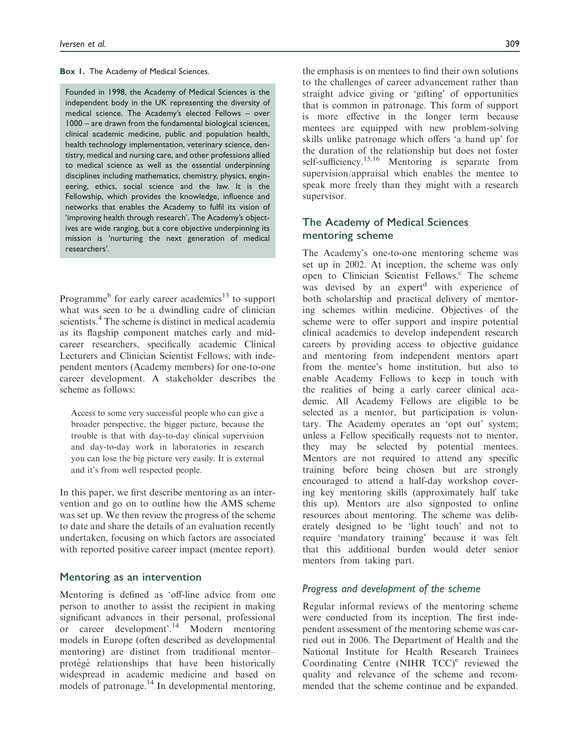**Box 1.** The Academy of Medical Sciences.

Founded in 1998, the Academy of Medical Sciences is the independent body in the UK representing the diversity of medical science. The Academy's elected Fellows – over 1000 – are drawn from the fundamental biological sciences, clinical academic medicine, public and population health, health technology implementation, veterinary science, dentistry, medical and nursing care, and other professions allied to medical science as well as the essential underpinning disciplines including mathematics, chemistry, physics, engineering, ethics, social science and the law. It is the Fellowship, which provides the knowledge, influence and networks that enables the Academy to fulfil its vision of 'improving health through research'. The Academy's objectives are wide ranging, but a core objective underpinning its mission is 'nurturing the next generation of medical researchers'.

Programme[b] for early career academics[13] to support what was seen to be a dwindling cadre of clinician scientists.[4] The scheme is distinct in medical academia as its flagship component matches early and mid-career researchers, specifically academic Clinical Lecturers and Clinician Scientist Fellows, with independent mentors (Academy members) for one-to-one career development. A stakeholder describes the scheme as follows:

> Access to some very successful people who can give a broader perspective, the bigger picture, because the trouble is that with day-to-day clinical supervision and day-to-day work in laboratories in research you can lose the big picture very easily. It is external and it's from well respected people.

In this paper, we first describe mentoring as an intervention and go on to outline how the AMS scheme was set up. We then review the progress of the scheme to date and share the details of an evaluation recently undertaken, focusing on which factors are associated with reported positive career impact (mentee report).

## Mentoring as an intervention

Mentoring is defined as 'off-line advice from one person to another to assist the recipient in making significant advances in their personal, professional or career development'.[14] Modern mentoring models in Europe (often described as developmental mentoring) are distinct from traditional mentor–protégé relationships that have been historically widespread in academic medicine and based on models of patronage.[14] In developmental mentoring, the emphasis is on mentees to find their own solutions to the challenges of career advancement rather than straight advice giving or 'gifting' of opportunities that is common in patronage. This form of support is more effective in the longer term because mentees are equipped with new problem-solving skills unlike patronage which offers 'a hand up' for the duration of the relationship but does not foster self-sufficiency.[15,16] Mentoring is separate from supervision/appraisal which enables the mentee to speak more freely than they might with a research supervisor.

## The Academy of Medical Sciences mentoring scheme

The Academy's one-to-one mentoring scheme was set up in 2002. At inception, the scheme was only open to Clinician Scientist Fellows.[c] The scheme was devised by an expert[d] with experience of both scholarship and practical delivery of mentoring schemes within medicine. Objectives of the scheme were to offer support and inspire potential clinical academics to develop independent research careers by providing access to objective guidance and mentoring from independent mentors apart from the mentee's home institution, but also to enable Academy Fellows to keep in touch with the realities of being a early career clinical academic. All Academy Fellows are eligible to be selected as a mentor, but participation is voluntary. The Academy operates an 'opt out' system; unless a Fellow specifically requests not to mentor, they may be selected by potential mentees. Mentors are not required to attend any specific training before being chosen but are strongly encouraged to attend a half-day workshop covering key mentoring skills (approximately half take this up). Mentors are also signposted to online resources about mentoring. The scheme was deliberately designed to be 'light touch' and not to require 'mandatory training' because it was felt that this additional burden would deter senior mentors from taking part.

### *Progress and development of the scheme*

Regular informal reviews of the mentoring scheme were conducted from its inception. The first independent assessment of the mentoring scheme was carried out in 2006. The Department of Health and the National Institute for Health Research Trainees Coordinating Centre (NIHR TCC)[e] reviewed the quality and relevance of the scheme and recommended that the scheme continue and be expanded.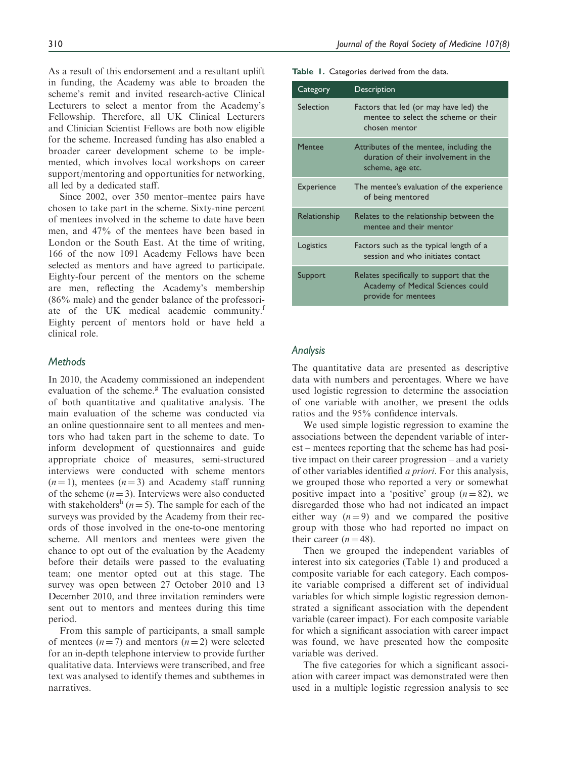As a result of this endorsement and a resultant uplift in funding, the Academy was able to broaden the scheme's remit and invited research-active Clinical Lecturers to select a mentor from the Academy's Fellowship. Therefore, all UK Clinical Lecturers and Clinician Scientist Fellows are both now eligible for the scheme. Increased funding has also enabled a broader career development scheme to be implemented, which involves local workshops on career support/mentoring and opportunities for networking, all led by a dedicated staff.

Since 2002, over 350 mentor–mentee pairs have chosen to take part in the scheme. Sixty-nine percent of mentees involved in the scheme to date have been men, and 47% of the mentees have been based in London or the South East. At the time of writing, 166 of the now 1091 Academy Fellows have been selected as mentors and have agreed to participate. Eighty-four percent of the mentors on the scheme are men, reflecting the Academy's membership (86% male) and the gender balance of the professoriate of the UK medical academic community.[f] Eighty percent of mentors hold or have held a clinical role.

## Methods

In 2010, the Academy commissioned an independent evaluation of the scheme.[g] The evaluation consisted of both quantitative and qualitative analysis. The main evaluation of the scheme was conducted via an online questionnaire sent to all mentees and mentors who had taken part in the scheme to date. To inform development of questionnaires and guide appropriate choice of measures, semi-structured interviews were conducted with scheme mentors ($n = 1$), mentees ($n = 3$) and Academy staff running of the scheme ($n = 3$). Interviews were also conducted with stakeholders[h] ($n = 5$). The sample for each of the surveys was provided by the Academy from their records of those involved in the one-to-one mentoring scheme. All mentors and mentees were given the chance to opt out of the evaluation by the Academy before their details were passed to the evaluating team; one mentor opted out at this stage. The survey was open between 27 October 2010 and 13 December 2010, and three invitation reminders were sent out to mentors and mentees during this time period.

From this sample of participants, a small sample of mentees ($n = 7$) and mentors ($n = 2$) were selected for an in-depth telephone interview to provide further qualitative data. Interviews were transcribed, and free text was analysed to identify themes and subthemes in narratives.

**Table 1.** Categories derived from the data.

| Category | Description |
|---|---|
| Selection | Factors that led (or may have led) the mentee to select the scheme or their chosen mentor |
| Mentee | Attributes of the mentee, including the duration of their involvement in the scheme, age etc. |
| Experience | The mentee's evaluation of the experience of being mentored |
| Relationship | Relates to the relationship between the mentee and their mentor |
| Logistics | Factors such as the typical length of a session and who initiates contact |
| Support | Relates specifically to support that the Academy of Medical Sciences could provide for mentees |

### Analysis

The quantitative data are presented as descriptive data with numbers and percentages. Where we have used logistic regression to determine the association of one variable with another, we present the odds ratios and the 95% confidence intervals.

We used simple logistic regression to examine the associations between the dependent variable of interest – mentees reporting that the scheme has had positive impact on their career progression – and a variety of other variables identified *a priori*. For this analysis, we grouped those who reported a very or somewhat positive impact into a 'positive' group ($n = 82$), we disregarded those who had not indicated an impact either way ($n = 9$) and we compared the positive group with those who had reported no impact on their career ($n = 48$).

Then we grouped the independent variables of interest into six categories (Table 1) and produced a composite variable for each category. Each composite variable comprised a different set of individual variables for which simple logistic regression demonstrated a significant association with the dependent variable (career impact). For each composite variable for which a significant association with career impact was found, we have presented how the composite variable was derived.

The five categories for which a significant association with career impact was demonstrated were then used in a multiple logistic regression analysis to see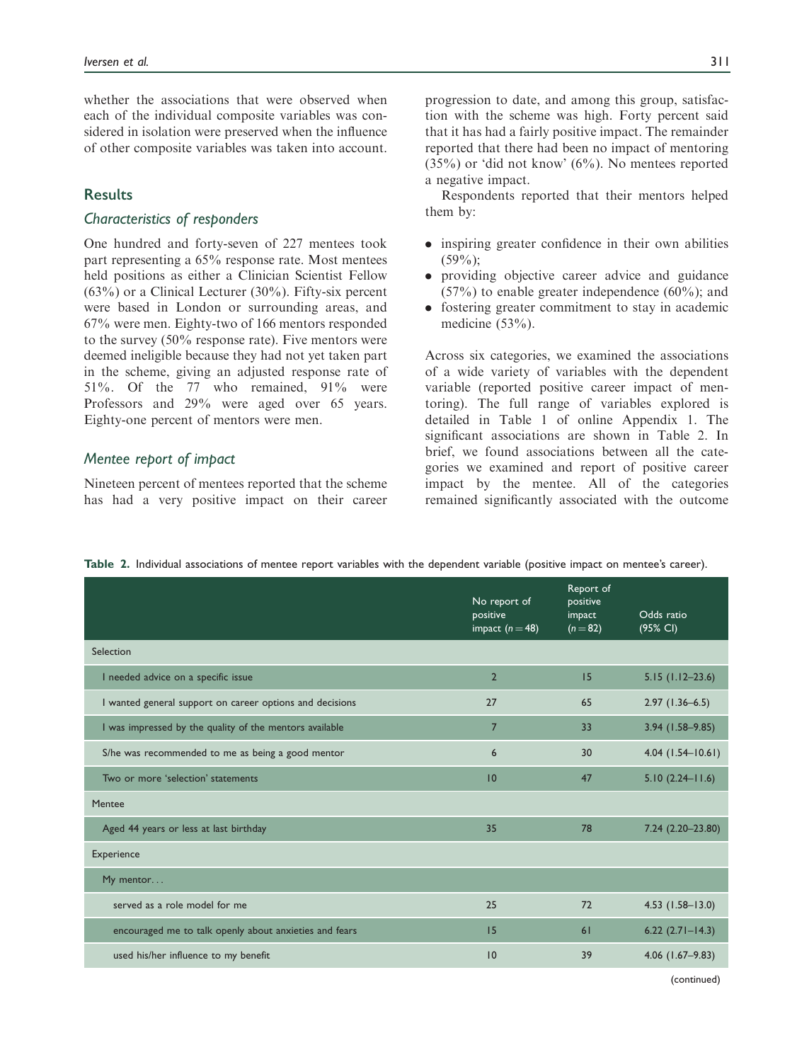whether the associations that were observed when each of the individual composite variables was considered in isolation were preserved when the influence of other composite variables was taken into account.

## Results

### Characteristics of responders

One hundred and forty-seven of 227 mentees took part representing a 65% response rate. Most mentees held positions as either a Clinician Scientist Fellow (63%) or a Clinical Lecturer (30%). Fifty-six percent were based in London or surrounding areas, and 67% were men. Eighty-two of 166 mentors responded to the survey (50% response rate). Five mentors were deemed ineligible because they had not yet taken part in the scheme, giving an adjusted response rate of 51%. Of the 77 who remained, 91% were Professors and 29% were aged over 65 years. Eighty-one percent of mentors were men.

### Mentee report of impact

Nineteen percent of mentees reported that the scheme has had a very positive impact on their career progression to date, and among this group, satisfaction with the scheme was high. Forty percent said that it has had a fairly positive impact. The remainder reported that there had been no impact of mentoring (35%) or 'did not know' (6%). No mentees reported a negative impact.

Respondents reported that their mentors helped them by:

- inspiring greater confidence in their own abilities (59%);
- providing objective career advice and guidance (57%) to enable greater independence (60%); and
- fostering greater commitment to stay in academic medicine (53%).

Across six categories, we examined the associations of a wide variety of variables with the dependent variable (reported positive career impact of mentoring). The full range of variables explored is detailed in Table 1 of online Appendix 1. The significant associations are shown in Table 2. In brief, we found associations between all the categories we examined and report of positive career impact by the mentee. All of the categories remained significantly associated with the outcome

**Table 2.** Individual associations of mentee report variables with the dependent variable (positive impact on mentee's career).

| | No report of positive impact ($n = 48$) | Report of positive impact ($n = 82$) | Odds ratio (95% CI) |
|---|---|---|---|
| Selection | | | |
| I needed advice on a specific issue | 2 | 15 | 5.15 (1.12–23.6) |
| I wanted general support on career options and decisions | 27 | 65 | 2.97 (1.36–6.5) |
| I was impressed by the quality of the mentors available | 7 | 33 | 3.94 (1.58–9.85) |
| S/he was recommended to me as being a good mentor | 6 | 30 | 4.04 (1.54–10.61) |
| Two or more 'selection' statements | 10 | 47 | 5.10 (2.24–11.6) |
| Mentee | | | |
| Aged 44 years or less at last birthday | 35 | 78 | 7.24 (2.20–23.80) |
| Experience | | | |
| My mentor... | | | |
| served as a role model for me | 25 | 72 | 4.53 (1.58–13.0) |
| encouraged me to talk openly about anxieties and fears | 15 | 61 | 6.22 (2.71–14.3) |
| used his/her influence to my benefit | 10 | 39 | 4.06 (1.67–9.83) |

(continued)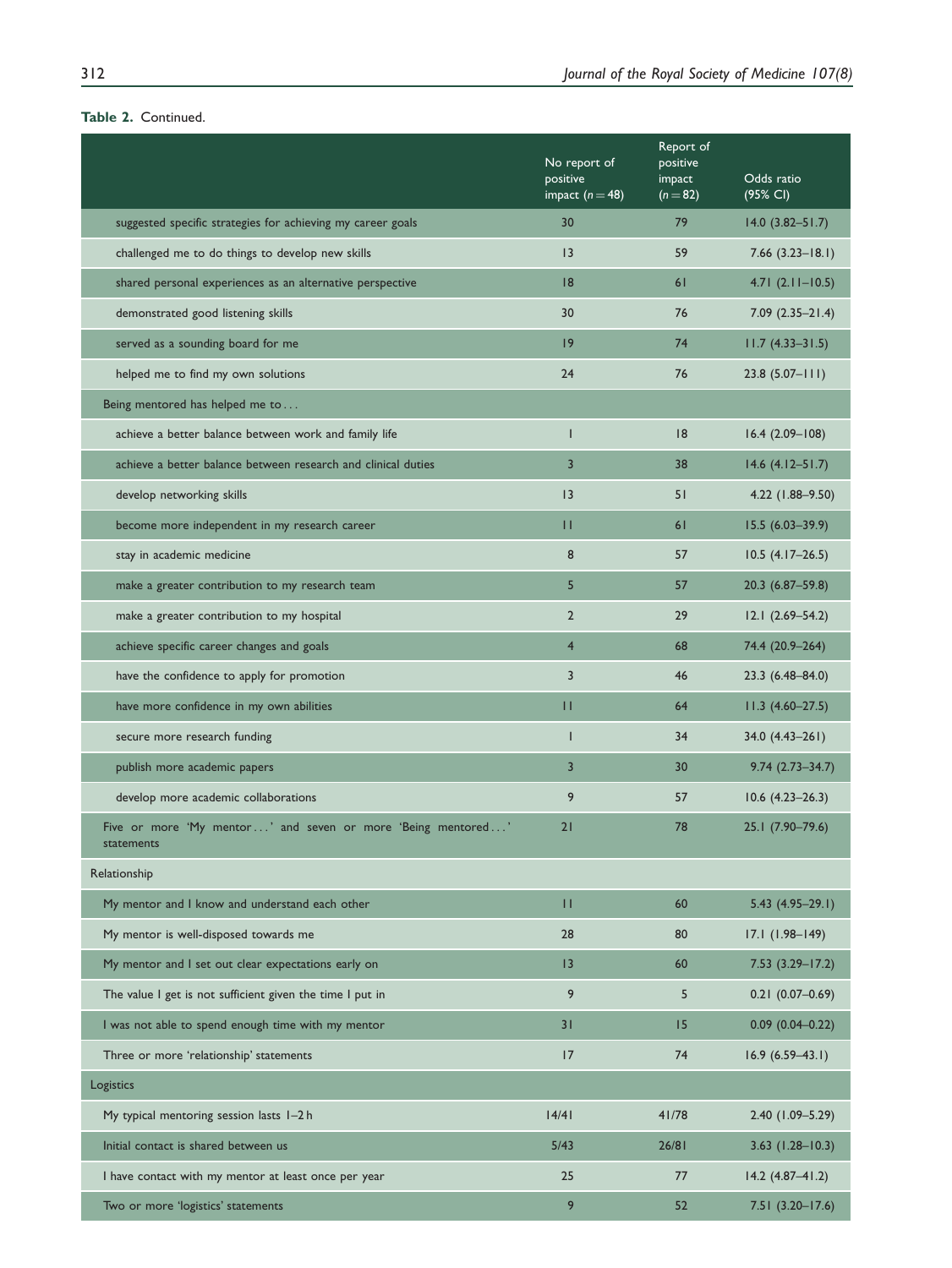**Table 2.** Continued.

| | No report of positive impact ($n = 48$) | Report of positive impact ($n = 82$) | Odds ratio (95% CI) |
|---|---|---|---|
| suggested specific strategies for achieving my career goals | 30 | 79 | 14.0 (3.82–51.7) |
| challenged me to do things to develop new skills | 13 | 59 | 7.66 (3.23–18.1) |
| shared personal experiences as an alternative perspective | 18 | 61 | 4.71 (2.11–10.5) |
| demonstrated good listening skills | 30 | 76 | 7.09 (2.35–21.4) |
| served as a sounding board for me | 19 | 74 | 11.7 (4.33–31.5) |
| helped me to find my own solutions | 24 | 76 | 23.8 (5.07–111) |
| Being mentored has helped me to . . . | | | |
| achieve a better balance between work and family life | 1 | 18 | 16.4 (2.09–108) |
| achieve a better balance between research and clinical duties | 3 | 38 | 14.6 (4.12–51.7) |
| develop networking skills | 13 | 51 | 4.22 (1.88–9.50) |
| become more independent in my research career | 11 | 61 | 15.5 (6.03–39.9) |
| stay in academic medicine | 8 | 57 | 10.5 (4.17–26.5) |
| make a greater contribution to my research team | 5 | 57 | 20.3 (6.87–59.8) |
| make a greater contribution to my hospital | 2 | 29 | 12.1 (2.69–54.2) |
| achieve specific career changes and goals | 4 | 68 | 74.4 (20.9–264) |
| have the confidence to apply for promotion | 3 | 46 | 23.3 (6.48–84.0) |
| have more confidence in my own abilities | 11 | 64 | 11.3 (4.60–27.5) |
| secure more research funding | 1 | 34 | 34.0 (4.43–261) |
| publish more academic papers | 3 | 30 | 9.74 (2.73–34.7) |
| develop more academic collaborations | 9 | 57 | 10.6 (4.23–26.3) |
| Five or more 'My mentor . . .' and seven or more 'Being mentored . . .' statements | 21 | 78 | 25.1 (7.90–79.6) |
| Relationship | | | |
| My mentor and I know and understand each other | 11 | 60 | 5.43 (4.95–29.1) |
| My mentor is well-disposed towards me | 28 | 80 | 17.1 (1.98–149) |
| My mentor and I set out clear expectations early on | 13 | 60 | 7.53 (3.29–17.2) |
| The value I get is not sufficient given the time I put in | 9 | 5 | 0.21 (0.07–0.69) |
| I was not able to spend enough time with my mentor | 31 | 15 | 0.09 (0.04–0.22) |
| Three or more 'relationship' statements | 17 | 74 | 16.9 (6.59–43.1) |
| Logistics | | | |
| My typical mentoring session lasts 1–2 h | 14/41 | 41/78 | 2.40 (1.09–5.29) |
| Initial contact is shared between us | 5/43 | 26/81 | 3.63 (1.28–10.3) |
| I have contact with my mentor at least once per year | 25 | 77 | 14.2 (4.87–41.2) |
| Two or more 'logistics' statements | 9 | 52 | 7.51 (3.20–17.6) |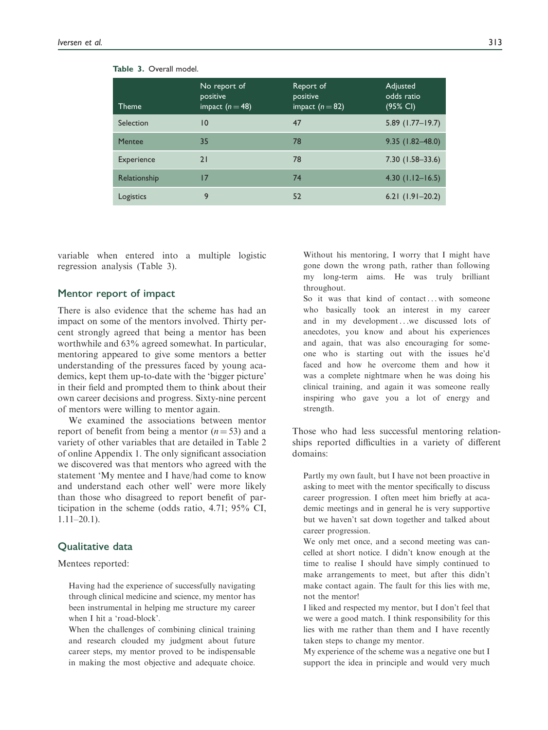**Table 3.** Overall model.

| Theme | No report of positive impact ($n = 48$) | Report of positive impact ($n = 82$) | Adjusted odds ratio (95% CI) |
|---|---|---|---|
| Selection | 10 | 47 | 5.89 (1.77–19.7) |
| Mentee | 35 | 78 | 9.35 (1.82–48.0) |
| Experience | 21 | 78 | 7.30 (1.58–33.6) |
| Relationship | 17 | 74 | 4.30 (1.12–16.5) |
| Logistics | 9 | 52 | 6.21 (1.91–20.2) |

variable when entered into a multiple logistic regression analysis (Table 3).

## Mentor report of impact

There is also evidence that the scheme has had an impact on some of the mentors involved. Thirty percent strongly agreed that being a mentor has been worthwhile and 63% agreed somewhat. In particular, mentoring appeared to give some mentors a better understanding of the pressures faced by young academics, kept them up-to-date with the 'bigger picture' in their field and prompted them to think about their own career decisions and progress. Sixty-nine percent of mentors were willing to mentor again.

We examined the associations between mentor report of benefit from being a mentor ($n = 53$) and a variety of other variables that are detailed in Table 2 of online Appendix 1. The only significant association we discovered was that mentors who agreed with the statement 'My mentee and I have/had come to know and understand each other well' were more likely than those who disagreed to report benefit of participation in the scheme (odds ratio, 4.71; 95% CI, 1.11–20.1).

## Qualitative data

Mentees reported:

> Having had the experience of successfully navigating through clinical medicine and science, my mentor has been instrumental in helping me structure my career when I hit a 'road-block'.
>
> When the challenges of combining clinical training and research clouded my judgment about future career steps, my mentor proved to be indispensable in making the most objective and adequate choice. Without his mentoring, I worry that I might have gone down the wrong path, rather than following my long-term aims. He was truly brilliant throughout.
>
> So it was that kind of contact . . . with someone who basically took an interest in my career and in my development . . . we discussed lots of anecdotes, you know and about his experiences and again, that was also encouraging for someone who is starting out with the issues he'd faced and how he overcome them and how it was a complete nightmare when he was doing his clinical training, and again it was someone really inspiring who gave you a lot of energy and strength.

Those who had less successful mentoring relationships reported difficulties in a variety of different domains:

> Partly my own fault, but I have not been proactive in asking to meet with the mentor specifically to discuss career progression. I often meet him briefly at academic meetings and in general he is very supportive but we haven't sat down together and talked about career progression.
>
> We only met once, and a second meeting was cancelled at short notice. I didn't know enough at the time to realise I should have simply continued to make arrangements to meet, but after this didn't make contact again. The fault for this lies with me, not the mentor!
>
> I liked and respected my mentor, but I don't feel that we were a good match. I think responsibility for this lies with me rather than them and I have recently taken steps to change my mentor.
>
> My experience of the scheme was a negative one but I support the idea in principle and would very much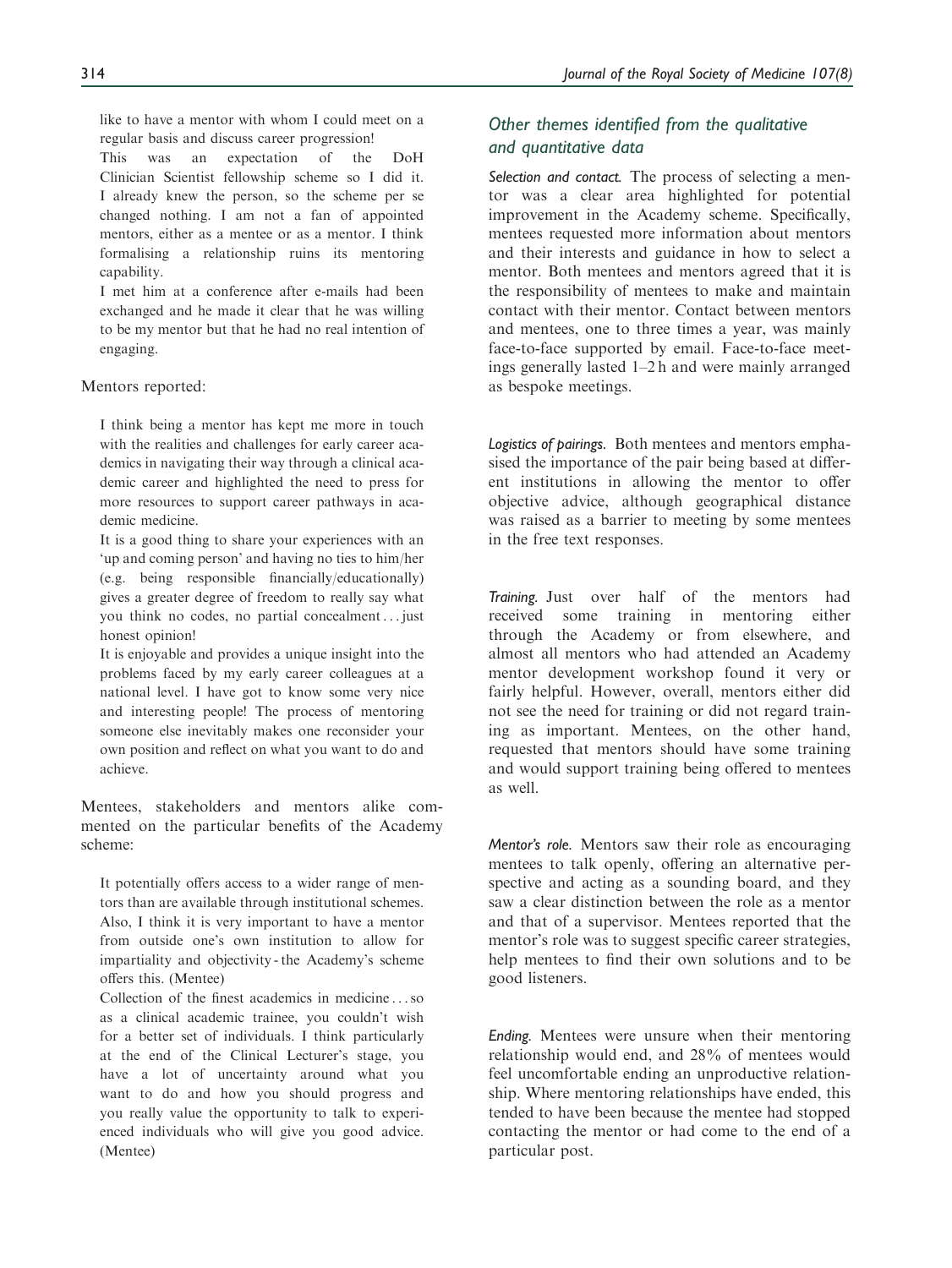like to have a mentor with whom I could meet on a regular basis and discuss career progression!

This was an expectation of the DoH Clinician Scientist fellowship scheme so I did it. I already knew the person, so the scheme per se changed nothing. I am not a fan of appointed mentors, either as a mentee or as a mentor. I think formalising a relationship ruins its mentoring capability.

I met him at a conference after e-mails had been exchanged and he made it clear that he was willing to be my mentor but that he had no real intention of engaging.

Mentors reported:

> I think being a mentor has kept me more in touch with the realities and challenges for early career academics in navigating their way through a clinical academic career and highlighted the need to press for more resources to support career pathways in academic medicine.
>
> It is a good thing to share your experiences with an 'up and coming person' and having no ties to him/her (e.g. being responsible financially/educationally) gives a greater degree of freedom to really say what you think no codes, no partial concealment ... just honest opinion!
>
> It is enjoyable and provides a unique insight into the problems faced by my early career colleagues at a national level. I have got to know some very nice and interesting people! The process of mentoring someone else inevitably makes one reconsider your own position and reflect on what you want to do and achieve.

Mentees, stakeholders and mentors alike commented on the particular benefits of the Academy scheme:

> It potentially offers access to a wider range of mentors than are available through institutional schemes. Also, I think it is very important to have a mentor from outside one's own institution to allow for impartiality and objectivity - the Academy's scheme offers this. (Mentee)
>
> Collection of the finest academics in medicine ... so as a clinical academic trainee, you couldn't wish for a better set of individuals. I think particularly at the end of the Clinical Lecturer's stage, you have a lot of uncertainty around what you want to do and how you should progress and you really value the opportunity to talk to experienced individuals who will give you good advice. (Mentee)

### *Other themes identified from the qualitative and quantitative data*

*Selection and contact.* The process of selecting a mentor was a clear area highlighted for potential improvement in the Academy scheme. Specifically, mentees requested more information about mentors and their interests and guidance in how to select a mentor. Both mentees and mentors agreed that it is the responsibility of mentees to make and maintain contact with their mentor. Contact between mentors and mentees, one to three times a year, was mainly face-to-face supported by email. Face-to-face meetings generally lasted 1–2 h and were mainly arranged as bespoke meetings.

*Logistics of pairings.* Both mentees and mentors emphasised the importance of the pair being based at different institutions in allowing the mentor to offer objective advice, although geographical distance was raised as a barrier to meeting by some mentees in the free text responses.

*Training.* Just over half of the mentors had received some training in mentoring either through the Academy or from elsewhere, and almost all mentors who had attended an Academy mentor development workshop found it very or fairly helpful. However, overall, mentors either did not see the need for training or did not regard training as important. Mentees, on the other hand, requested that mentors should have some training and would support training being offered to mentees as well.

*Mentor's role.* Mentors saw their role as encouraging mentees to talk openly, offering an alternative perspective and acting as a sounding board, and they saw a clear distinction between the role as a mentor and that of a supervisor. Mentees reported that the mentor's role was to suggest specific career strategies, help mentees to find their own solutions and to be good listeners.

*Ending.* Mentees were unsure when their mentoring relationship would end, and 28% of mentees would feel uncomfortable ending an unproductive relationship. Where mentoring relationships have ended, this tended to have been because the mentee had stopped contacting the mentor or had come to the end of a particular post.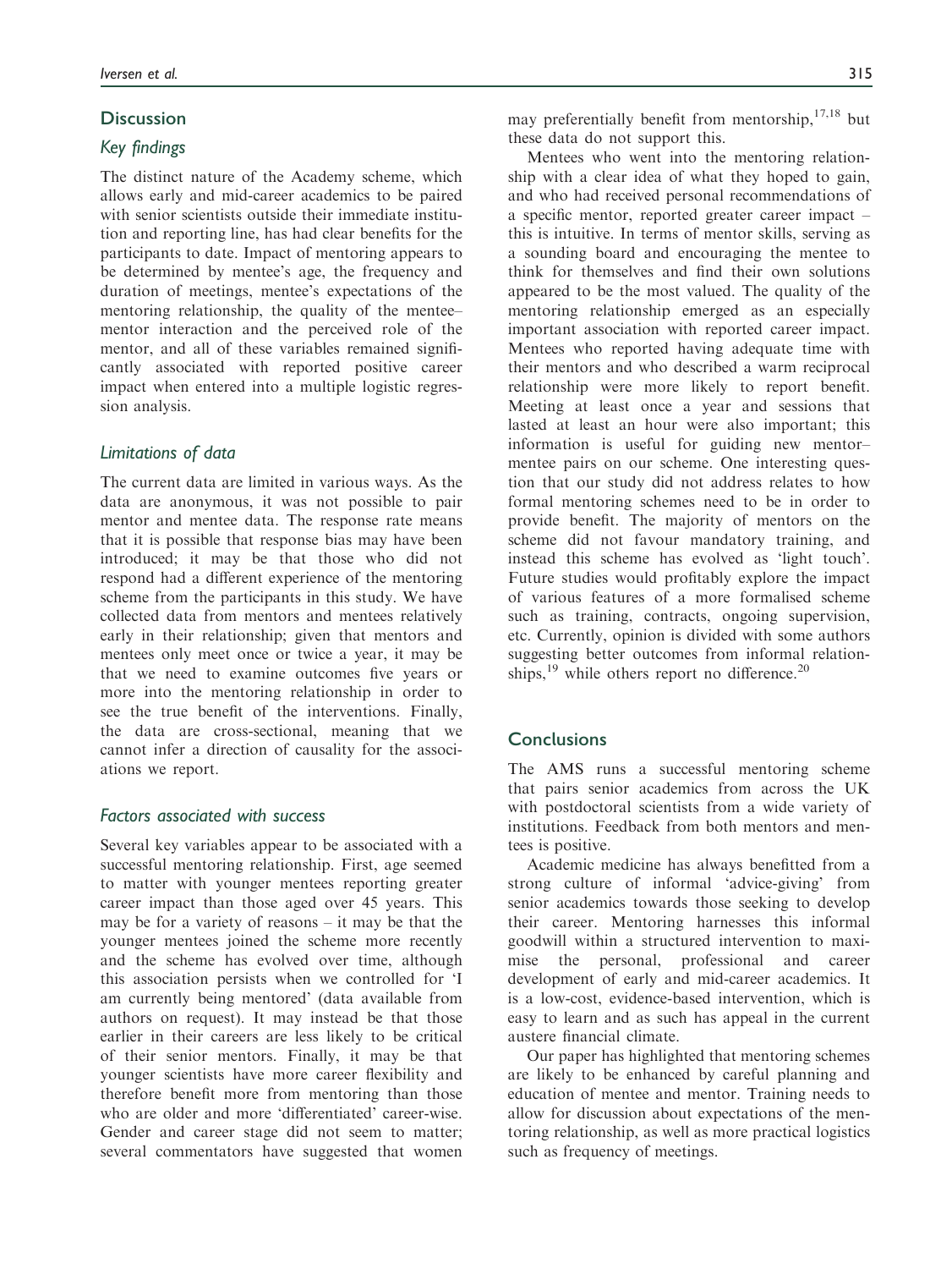## Discussion

### Key findings

The distinct nature of the Academy scheme, which allows early and mid-career academics to be paired with senior scientists outside their immediate institution and reporting line, has had clear benefits for the participants to date. Impact of mentoring appears to be determined by mentee's age, the frequency and duration of meetings, mentee's expectations of the mentoring relationship, the quality of the mentee–mentor interaction and the perceived role of the mentor, and all of these variables remained significantly associated with reported positive career impact when entered into a multiple logistic regression analysis.

### Limitations of data

The current data are limited in various ways. As the data are anonymous, it was not possible to pair mentor and mentee data. The response rate means that it is possible that response bias may have been introduced; it may be that those who did not respond had a different experience of the mentoring scheme from the participants in this study. We have collected data from mentors and mentees relatively early in their relationship; given that mentors and mentees only meet once or twice a year, it may be that we need to examine outcomes five years or more into the mentoring relationship in order to see the true benefit of the interventions. Finally, the data are cross-sectional, meaning that we cannot infer a direction of causality for the associations we report.

### Factors associated with success

Several key variables appear to be associated with a successful mentoring relationship. First, age seemed to matter with younger mentees reporting greater career impact than those aged over 45 years. This may be for a variety of reasons – it may be that the younger mentees joined the scheme more recently and the scheme has evolved over time, although this association persists when we controlled for 'I am currently being mentored' (data available from authors on request). It may instead be that those earlier in their careers are less likely to be critical of their senior mentors. Finally, it may be that younger scientists have more career flexibility and therefore benefit more from mentoring than those who are older and more 'differentiated' career-wise. Gender and career stage did not seem to matter; several commentators have suggested that women may preferentially benefit from mentorship,[17,18] but these data do not support this.

Mentees who went into the mentoring relationship with a clear idea of what they hoped to gain, and who had received personal recommendations of a specific mentor, reported greater career impact – this is intuitive. In terms of mentor skills, serving as a sounding board and encouraging the mentee to think for themselves and find their own solutions appeared to be the most valued. The quality of the mentoring relationship emerged as an especially important association with reported career impact. Mentees who reported having adequate time with their mentors and who described a warm reciprocal relationship were more likely to report benefit. Meeting at least once a year and sessions that lasted at least an hour were also important; this information is useful for guiding new mentor–mentee pairs on our scheme. One interesting question that our study did not address relates to how formal mentoring schemes need to be in order to provide benefit. The majority of mentors on the scheme did not favour mandatory training, and instead this scheme has evolved as 'light touch'. Future studies would profitably explore the impact of various features of a more formalised scheme such as training, contracts, ongoing supervision, etc. Currently, opinion is divided with some authors suggesting better outcomes from informal relationships,[19] while others report no difference.[20]

## Conclusions

The AMS runs a successful mentoring scheme that pairs senior academics from across the UK with postdoctoral scientists from a wide variety of institutions. Feedback from both mentors and mentees is positive.

Academic medicine has always benefitted from a strong culture of informal 'advice-giving' from senior academics towards those seeking to develop their career. Mentoring harnesses this informal goodwill within a structured intervention to maximise the personal, professional and career development of early and mid-career academics. It is a low-cost, evidence-based intervention, which is easy to learn and as such has appeal in the current austere financial climate.

Our paper has highlighted that mentoring schemes are likely to be enhanced by careful planning and education of mentee and mentor. Training needs to allow for discussion about expectations of the mentoring relationship, as well as more practical logistics such as frequency of meetings.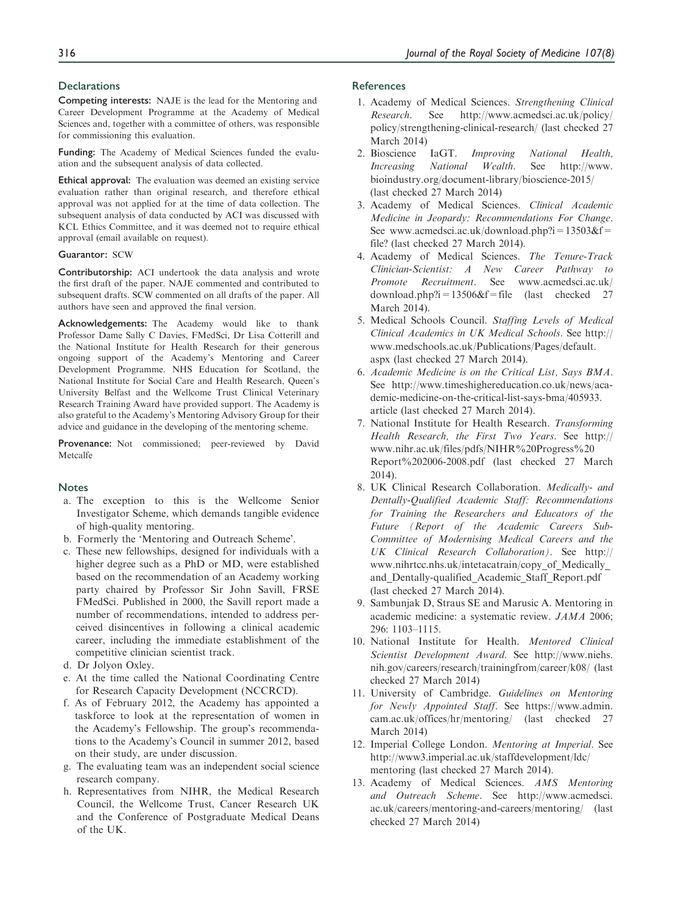## Declarations

**Competing interests:** NAJE is the lead for the Mentoring and Career Development Programme at the Academy of Medical Sciences and, together with a committee of others, was responsible for commissioning this evaluation.

**Funding:** The Academy of Medical Sciences funded the evaluation and the subsequent analysis of data collected.

**Ethical approval:** The evaluation was deemed an existing service evaluation rather than original research, and therefore ethical approval was not applied for at the time of data collection. The subsequent analysis of data conducted by ACI was discussed with KCL Ethics Committee, and it was deemed not to require ethical approval (email available on request).

**Guarantor:** SCW

**Contributorship:** ACI undertook the data analysis and wrote the first draft of the paper. NAJE commented and contributed to subsequent drafts. SCW commented on all drafts of the paper. All authors have seen and approved the final version.

**Acknowledgements:** The Academy would like to thank Professor Dame Sally C Davies, FMedSci, Dr Lisa Cotterill and the National Institute for Health Research for their generous ongoing support of the Academy's Mentoring and Career Development Programme. NHS Education for Scotland, the National Institute for Social Care and Health Research, Queen's University Belfast and the Wellcome Trust Clinical Veterinary Research Training Award have provided support. The Academy is also grateful to the Academy's Mentoring Advisory Group for their advice and guidance in the developing of the mentoring scheme.

**Provenance:** Not commissioned; peer-reviewed by David Metcalfe

## Notes

a. The exception to this is the Wellcome Senior Investigator Scheme, which demands tangible evidence of high-quality mentoring.

b. Formerly the 'Mentoring and Outreach Scheme'.

c. These new fellowships, designed for individuals with a higher degree such as a PhD or MD, were established based on the recommendation of an Academy working party chaired by Professor Sir John Savill, FRSE FMedSci. Published in 2000, the Savill report made a number of recommendations, intended to address perceived disincentives in following a clinical academic career, including the immediate establishment of the competitive clinician scientist track.

d. Dr Jolyon Oxley.

e. At the time called the National Coordinating Centre for Research Capacity Development (NCCRCD).

f. As of February 2012, the Academy has appointed a taskforce to look at the representation of women in the Academy's Fellowship. The group's recommendations to the Academy's Council in summer 2012, based on their study, are under discussion.

g. The evaluating team was an independent social science research company.

h. Representatives from NIHR, the Medical Research Council, the Wellcome Trust, Cancer Research UK and the Conference of Postgraduate Medical Deans of the UK.

## References

1. Academy of Medical Sciences. *Strengthening Clinical Research*. See http://www.acmedsci.ac.uk/policy/policy/strengthening-clinical-research/ (last checked 27 March 2014)
2. Bioscience IaGT. *Improving National Health, Increasing National Wealth*. See http://www.bioindustry.org/document-library/bioscience-2015/ (last checked 27 March 2014)
3. Academy of Medical Sciences. *Clinical Academic Medicine in Jeopardy: Recommendations For Change*. See www.acmedsci.ac.uk/download.php?i=13503&f=file? (last checked 27 March 2014).
4. Academy of Medical Sciences. *The Tenure-Track Clinician-Scientist: A New Career Pathway to Promote Recruitment*. See www.acmedsci.ac.uk/download.php?i=13506&f=file (last checked 27 March 2014).
5. Medical Schools Council. *Staffing Levels of Medical Clinical Academics in UK Medical Schools*. See http://www.medschools.ac.uk/Publications/Pages/default.aspx (last checked 27 March 2014).
6. *Academic Medicine is on the Critical List, Says BMA*. See http://www.timeshighereducation.co.uk/news/academic-medicine-on-the-critical-list-says-bma/405933.article (last checked 27 March 2014).
7. National Institute for Health Research. *Transforming Health Research, the First Two Years*. See http://www.nihr.ac.uk/files/pdfs/NIHR%20Progress%20Report%202006-2008.pdf (last checked 27 March 2014).
8. UK Clinical Research Collaboration. *Medically- and Dentally-Qualified Academic Staff: Recommendations for Training the Researchers and Educators of the Future (Report of the Academic Careers Sub-Committee of Modernising Medical Careers and the UK Clinical Research Collaboration)*. See http://www.nihrtcc.nhs.uk/intetacatrain/copy_of_Medically_and_Dentally-qualified_Academic_Staff_Report.pdf (last checked 27 March 2014).
9. Sambunjak D, Straus SE and Marusic A. Mentoring in academic medicine: a systematic review. *JAMA* 2006; 296: 1103–1115.
10. National Institute for Health. *Mentored Clinical Scientist Development Award*. See http://www.niehs.nih.gov/careers/research/trainingfrom/career/k08/ (last checked 27 March 2014)
11. University of Cambridge. *Guidelines on Mentoring for Newly Appointed Staff*. See https://www.admin.cam.ac.uk/offices/hr/mentoring/ (last checked 27 March 2014)
12. Imperial College London. *Mentoring at Imperial*. See http://www3.imperial.ac.uk/staffdevelopment/ldc/mentoring (last checked 27 March 2014).
13. Academy of Medical Sciences. *AMS Mentoring and Outreach Scheme*. See http://www.acmedsci.ac.uk/careers/mentoring-and-careers/mentoring/ (last checked 27 March 2014)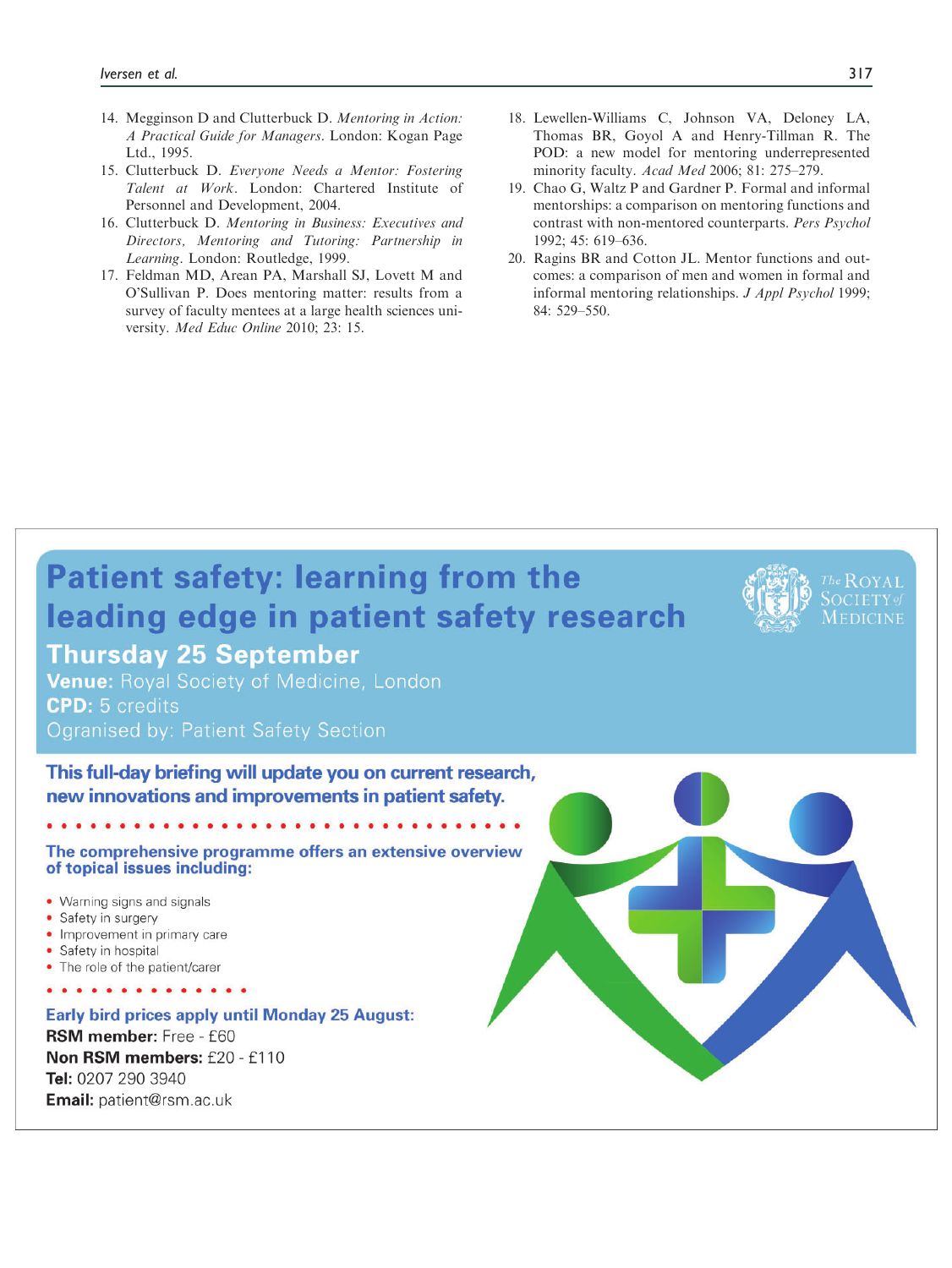14. Megginson D and Clutterbuck D. *Mentoring in Action: A Practical Guide for Managers*. London: Kogan Page Ltd., 1995.
15. Clutterbuck D. *Everyone Needs a Mentor: Fostering Talent at Work*. London: Chartered Institute of Personnel and Development, 2004.
16. Clutterbuck D. *Mentoring in Business: Executives and Directors, Mentoring and Tutoring: Partnership in Learning*. London: Routledge, 1999.
17. Feldman MD, Arean PA, Marshall SJ, Lovett M and O'Sullivan P. Does mentoring matter: results from a survey of faculty mentees at a large health sciences university. *Med Educ Online* 2010; 23: 15.
18. Lewellen-Williams C, Johnson VA, Deloney LA, Thomas BR, Goyol A and Henry-Tillman R. The POD: a new model for mentoring underrepresented minority faculty. *Acad Med* 2006; 81: 275–279.
19. Chao G, Waltz P and Gardner P. Formal and informal mentorships: a comparison on mentoring functions and contrast with non-mentored counterparts. *Pers Psychol* 1992; 45: 619–636.
20. Ragins BR and Cotton JL. Mentor functions and outcomes: a comparison of men and women in formal and informal mentoring relationships. *J Appl Psychol* 1999; 84: 529–550.

# Patient safety: learning from the leading edge in patient safety research

The Royal Society of Medicine

## Thursday 25 September

**Venue:** Royal Society of Medicine, London
**CPD:** 5 credits
Ogranised by: Patient Safety Section

**This full-day briefing will update you on current research, new innovations and improvements in patient safety.**

**The comprehensive programme offers an extensive overview of topical issues including:**

- Warning signs and signals
- Safety in surgery
- Improvement in primary care
- Safety in hospital
- The role of the patient/carer

**Early bird prices apply until Monday 25 August:**
**RSM member:** Free - £60
**Non RSM members:** £20 - £110
**Tel:** 0207 290 3940
**Email:** patient@rsm.ac.uk